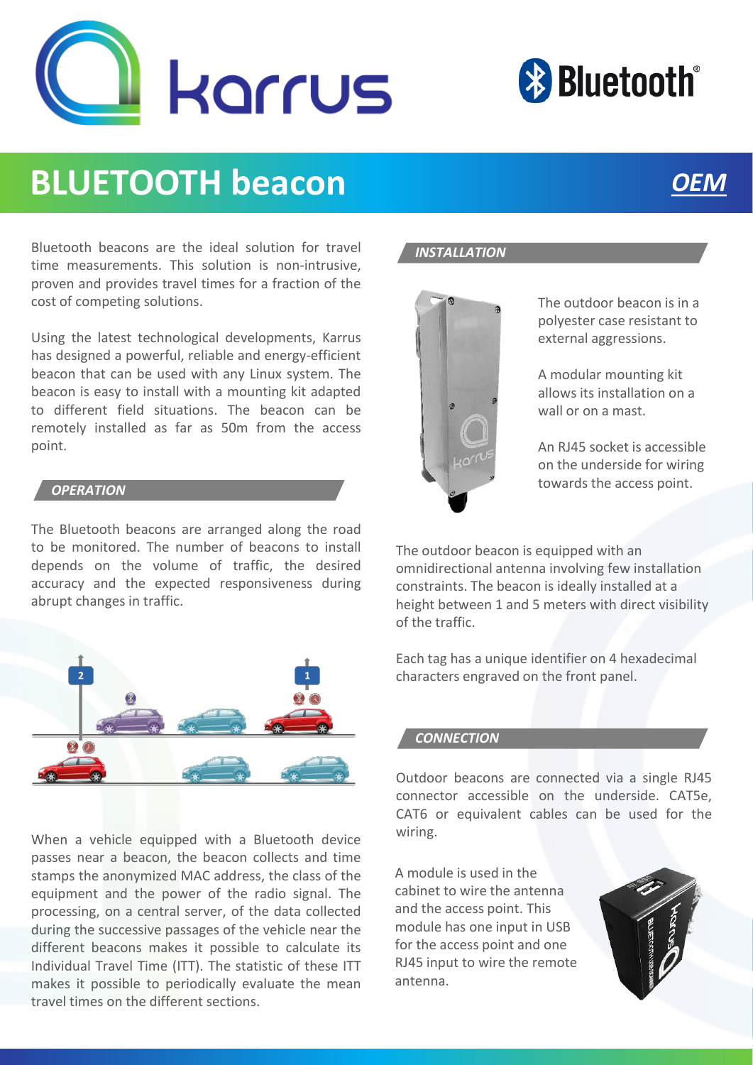# BLUETOOTH beacon

***OEM***

Bluetooth beacons are the ideal solution for travel time measurements. This solution is non-intrusive, proven and provides travel times for a fraction of the cost of competing solutions.

Using the latest technological developments, Karrus has designed a powerful, reliable and energy-efficient beacon that can be used with any Linux system. The beacon is easy to install with a mounting kit adapted to different field situations. The beacon can be remotely installed as far as 50m from the access point.

## *OPERATION*

The Bluetooth beacons are arranged along the road to be monitored. The number of beacons to install depends on the volume of traffic, the desired accuracy and the expected responsiveness during abrupt changes in traffic.

When a vehicle equipped with a Bluetooth device passes near a beacon, the beacon collects and time stamps the anonymized MAC address, the class of the equipment and the power of the radio signal. The processing, on a central server, of the data collected during the successive passages of the vehicle near the different beacons makes it possible to calculate its Individual Travel Time (ITT). The statistic of these ITT makes it possible to periodically evaluate the mean travel times on the different sections.

## *INSTALLATION*

The outdoor beacon is in a polyester case resistant to external aggressions.

A modular mounting kit allows its installation on a wall or on a mast.

An RJ45 socket is accessible on the underside for wiring towards the access point.

The outdoor beacon is equipped with an omnidirectional antenna involving few installation constraints. The beacon is ideally installed at a height between 1 and 5 meters with direct visibility of the traffic.

Each tag has a unique identifier on 4 hexadecimal characters engraved on the front panel.

## *CONNECTION*

Outdoor beacons are connected via a single RJ45 connector accessible on the underside. CAT5e, CAT6 or equivalent cables can be used for the wiring.

A module is used in the cabinet to wire the antenna and the access point. This module has one input in USB for the access point and one RJ45 input to wire the remote antenna.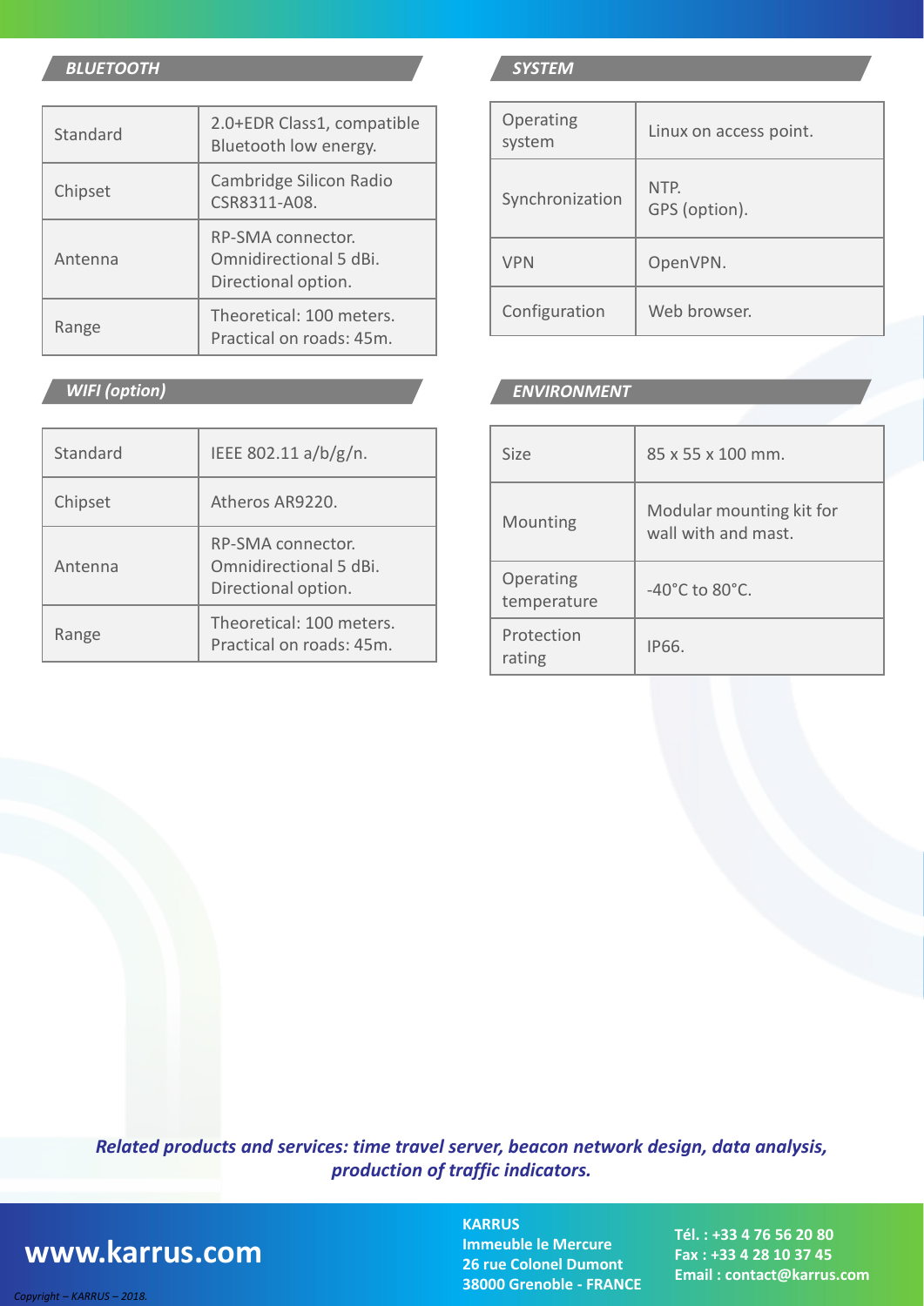## BLUETOOTH

| | |
|---|---|
| Standard | 2.0+EDR Class1, compatible Bluetooth low energy. |
| Chipset | Cambridge Silicon Radio CSR8311-A08. |
| Antenna | RP-SMA connector. Omnidirectional 5 dBi. Directional option. |
| Range | Theoretical: 100 meters. Practical on roads: 45m. |

## WIFI (option)

| | |
|---|---|
| Standard | IEEE 802.11 a/b/g/n. |
| Chipset | Atheros AR9220. |
| Antenna | RP-SMA connector. Omnidirectional 5 dBi. Directional option. |
| Range | Theoretical: 100 meters. Practical on roads: 45m. |

## SYSTEM

| | |
|---|---|
| Operating system | Linux on access point. |
| Synchronization | NTP. GPS (option). |
| VPN | OpenVPN. |
| Configuration | Web browser. |

## ENVIRONMENT

| | |
|---|---|
| Size | 85 x 55 x 100 mm. |
| Mounting | Modular mounting kit for wall with and mast. |
| Operating temperature | -40°C to 80°C. |
| Protection rating | IP66. |

***Related products and services: time travel server, beacon network design, data analysis, production of traffic indicators.***

**www.karrus.com**

**KARRUS**
**Immeuble le Mercure**
**26 rue Colonel Dumont**
**38000 Grenoble - FRANCE**

**Tél. : +33 4 76 56 20 80**
**Fax : +33 4 28 10 37 45**
**Email : contact@karrus.com**

*Copyright – KARRUS – 2018.*